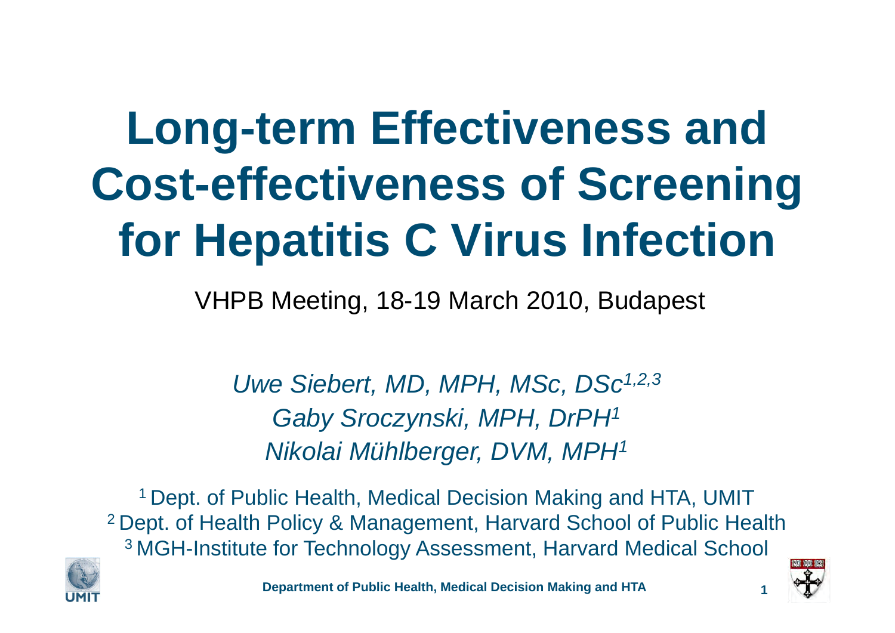# Long-term Effectiveness and Cost-effectiveness of Screening for Hepatitis C Virus Infection

VHPB Meeting, 18-19 March 2010, Budapest

*Uwe Siebert, MD, MPH, MSc, DSc[1,2,3]*
*Gaby Sroczynski, MPH, DrPH[1]*
*Nikolai Mühlberger, DVM, MPH[1]*

[1] Dept. of Public Health, Medical Decision Making and HTA, UMIT
[2] Dept. of Health Policy & Management, Harvard School of Public Health
[3] MGH-Institute for Technology Assessment, Harvard Medical School

**Department of Public Health, Medical Decision Making and HTA**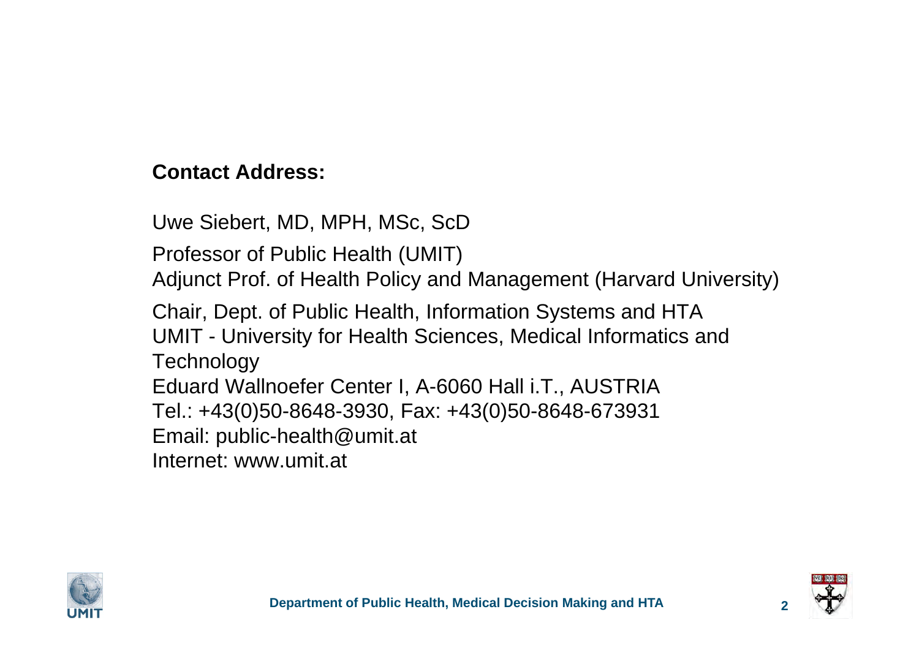**Contact Address:**

Uwe Siebert, MD, MPH, MSc, ScD

Professor of Public Health (UMIT)
Adjunct Prof. of Health Policy and Management (Harvard University)

Chair, Dept. of Public Health, Information Systems and HTA
UMIT - University for Health Sciences, Medical Informatics and Technology
Eduard Wallnoefer Center I, A-6060 Hall i.T., AUSTRIA
Tel.: +43(0)50-8648-3930, Fax: +43(0)50-8648-673931
Email: public-health@umit.at
Internet: www.umit.at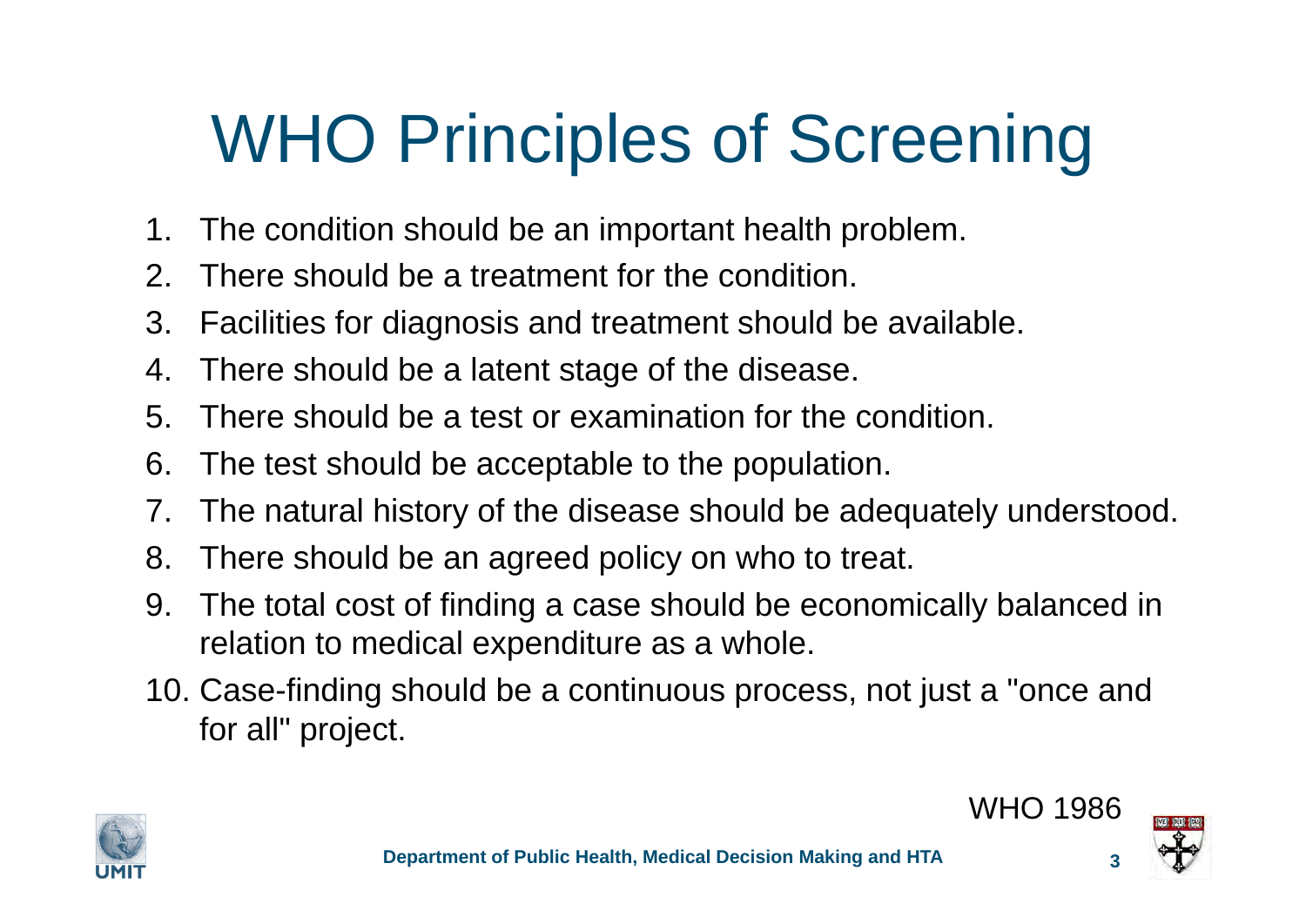# WHO Principles of Screening

1. The condition should be an important health problem.
2. There should be a treatment for the condition.
3. Facilities for diagnosis and treatment should be available.
4. There should be a latent stage of the disease.
5. There should be a test or examination for the condition.
6. The test should be acceptable to the population.
7. The natural history of the disease should be adequately understood.
8. There should be an agreed policy on who to treat.
9. The total cost of finding a case should be economically balanced in relation to medical expenditure as a whole.
10. Case-finding should be a continuous process, not just a "once and for all" project.

WHO 1986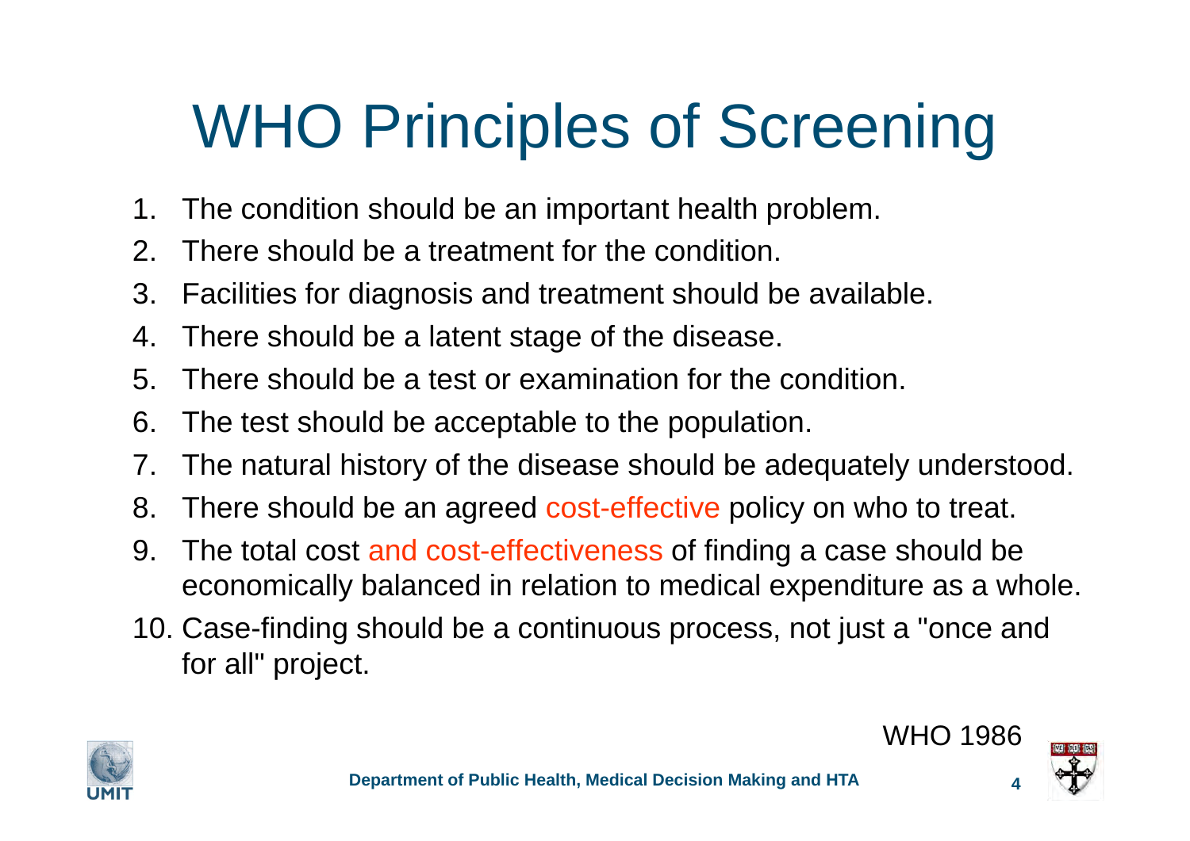# WHO Principles of Screening

1. The condition should be an important health problem.
2. There should be a treatment for the condition.
3. Facilities for diagnosis and treatment should be available.
4. There should be a latent stage of the disease.
5. There should be a test or examination for the condition.
6. The test should be acceptable to the population.
7. The natural history of the disease should be adequately understood.
8. There should be an agreed cost-effective policy on who to treat.
9. The total cost and cost-effectiveness of finding a case should be economically balanced in relation to medical expenditure as a whole.
10. Case-finding should be a continuous process, not just a "once and for all" project.

WHO 1986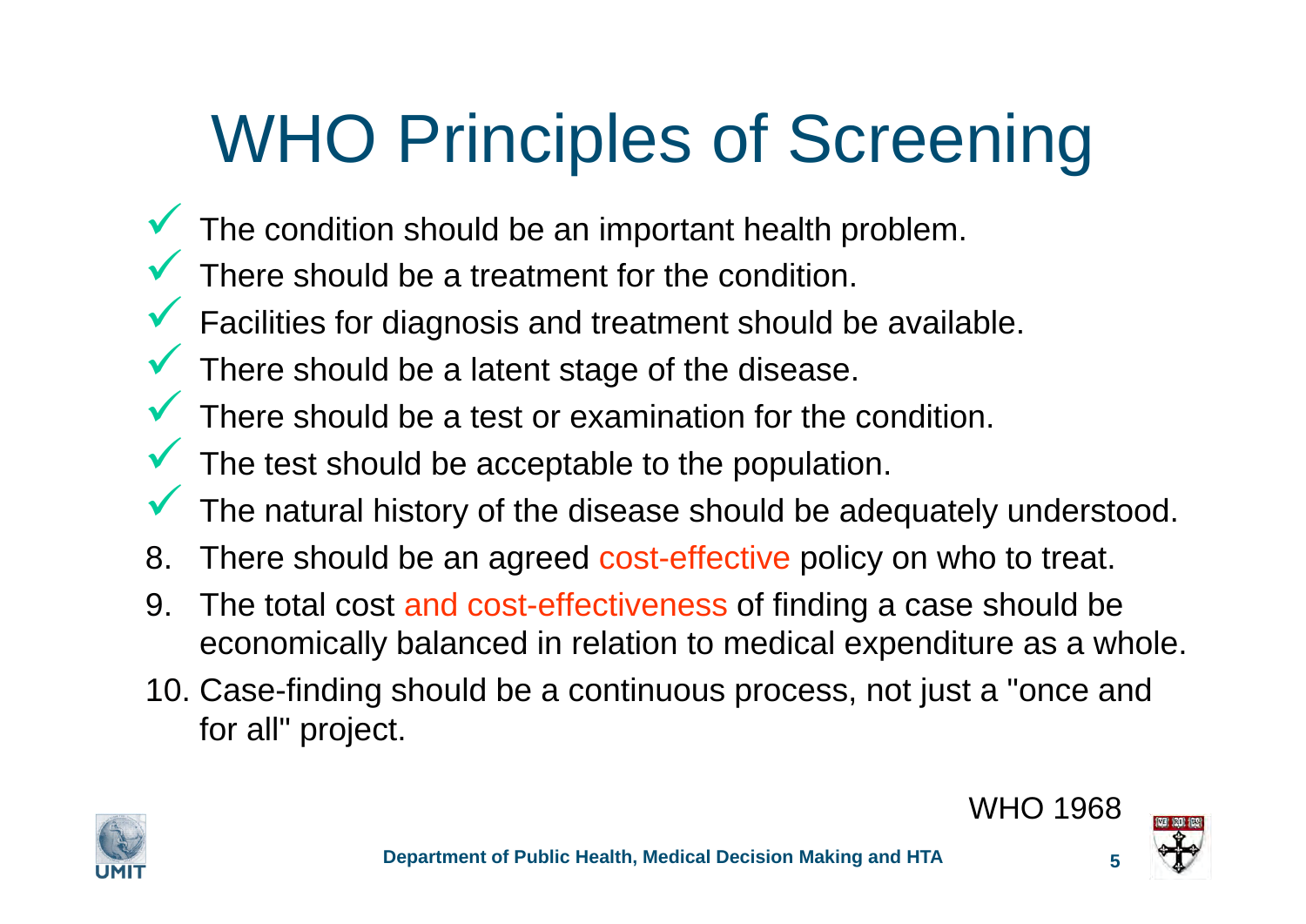# WHO Principles of Screening

- ✓ The condition should be an important health problem.
- ✓ There should be a treatment for the condition.
- ✓ Facilities for diagnosis and treatment should be available.
- ✓ There should be a latent stage of the disease.
- ✓ There should be a test or examination for the condition.
- ✓ The test should be acceptable to the population.
- ✓ The natural history of the disease should be adequately understood.

8. There should be an agreed cost-effective policy on who to treat.
9. The total cost and cost-effectiveness of finding a case should be economically balanced in relation to medical expenditure as a whole.
10. Case-finding should be a continuous process, not just a "once and for all" project.

WHO 1968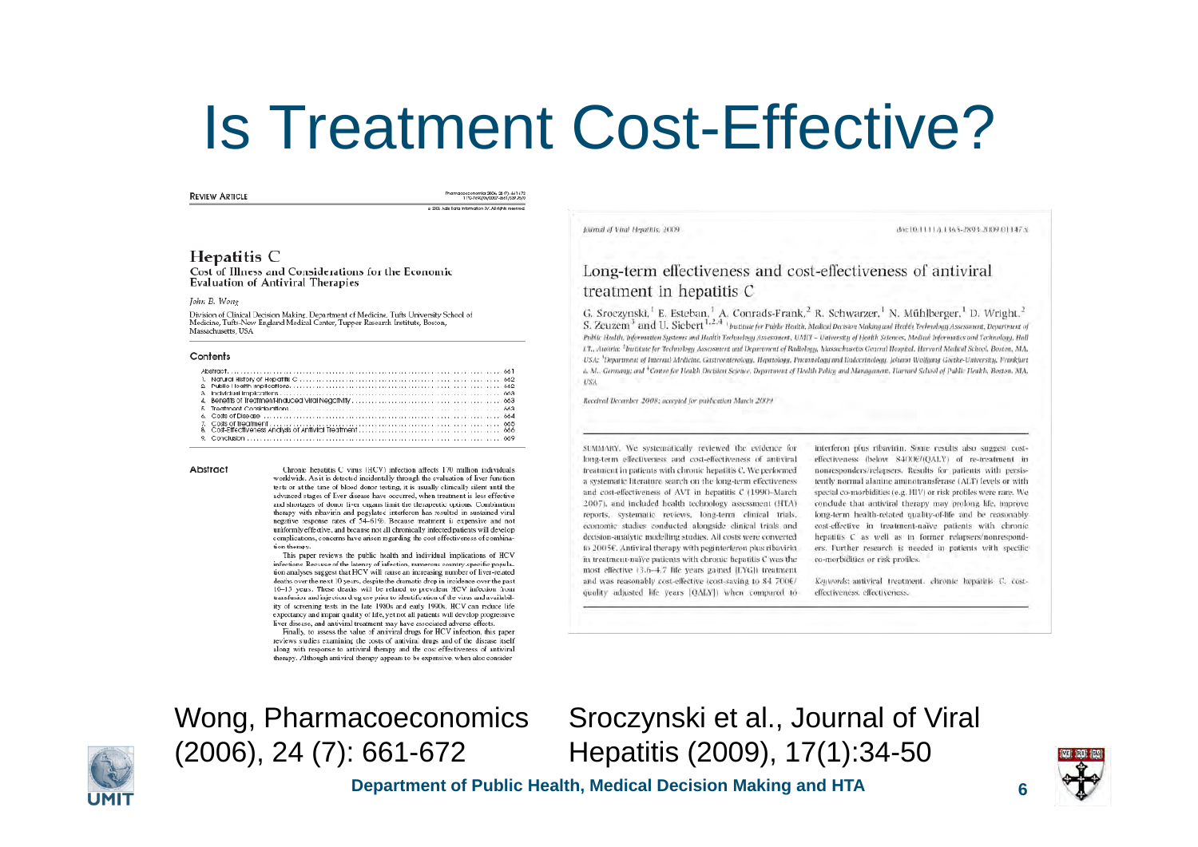# Is Treatment Cost-Effective?

REVIEW ARTICLE

Pharmacoeconomics 2006; 24 (7): 661-672
1170-7690/06/0007-0661/$39.95/0

© 2006 Adis Data Information BV. All rights reserved.

## Hepatitis C

### Cost of Illness and Considerations for the Economic Evaluation of Antiviral Therapies

*John B. Wong*

Division of Clinical Decision Making, Department of Medicine, Tufts University School of Medicine, Tufts-New England Medical Center, Tupper Research Institute, Boston, Massachusetts, USA

#### Contents

Abstract .... 661
1. Natural History of Hepatitis C .... 662
2. Public Health Implications .... 662
3. Individual Implications .... 663
4. Benefits of Treatment-Induced Viral Negativity .... 663
5. Treatment Considerations .... 663
6. Costs of Disease .... 664
7. Costs of Treatment .... 665
8. Cost-Effectiveness Analysis of Antiviral Treatment .... 666
9. Conclusion .... 669

#### Abstract

Chronic hepatitis C virus (HCV) infection affects 170 million individuals worldwide. As it is detected incidentally through the evaluation of liver function tests or at the time of blood donor testing, it is usually clinically silent until the advanced stages of liver disease have occurred, when treatment is less effective and shortages of donor liver organs limit the therapeutic options. Combination therapy with ribavirin and pegylated interferon has resulted in sustained viral negative response rates of 54–61%. Because treatment is expensive and not uniformly effective, and because not all chronically infected patients will develop complications, concerns have arisen regarding the cost effectiveness of combination therapy.

This paper reviews the public health and individual implications of HCV infections. Because of the latency of infection, numerous country-specific population analyses suggest that HCV will cause an increasing number of liver-related deaths over the next 10 years, despite the dramatic drop in incidence over the past 10–15 years. These deaths will be related to prevalent HCV infection from transfusion and injection drug use prior to identification of the virus and availability of screening tests in the late 1980s and early 1990s. HCV can reduce life expectancy and impair quality of life, yet not all patients will develop progressive liver disease, and antiviral treatment may have associated adverse effects.

Finally, to assess the value of antiviral drugs for HCV infection, this paper reviews studies examining the costs of antiviral drugs and of the disease itself along with response to antiviral therapy and the cost effectiveness of antiviral therapy. Although antiviral therapy appears to be expensive, when also consider

---

Journal of Viral Hepatitis, 2009 doi:10.1111/j.1365-2893.2009.01147.x

## Long-term effectiveness and cost-effectiveness of antiviral treatment in hepatitis C

G. Sroczynski,[1] E. Esteban,[1] A. Conrads-Frank,[2] R. Schwarzer,[1] N. Mühlberger,[1] D. Wright,[2] S. Zeuzem[3] and U. Siebert[1,2,4] [1]Institute for Public Health, Medical Decision Making and Health Technology Assessment, Department of Public Health, Information Systems and Health Technology Assessment, UMIT – University of Health Sciences, Medical Informatics and Technology, Hall i.T., Austria; [2]Institute for Technology Assessment and Department of Radiology, Massachusetts General Hospital, Harvard Medical School, Boston, MA, USA; [3]Department of Internal Medicine, Gastroenterology, Hepatology, Pneumology and Endocrinology, Johann Wolfgang Goethe-University, Frankfurt a. M., Germany; and [4]Centre for Health Decision Science, Department of Health Policy and Management, Harvard School of Public Health, Boston, MA, USA

*Received December 2008; accepted for publication March 2009*

SUMMARY. We systematically reviewed the evidence for long-term effectiveness and cost-effectiveness of antiviral treatment in patients with chronic hepatitis C. We performed a systematic literature search on the long-term effectiveness and cost-effectiveness of AVT in hepatitis C (1990–March 2007), and included health technology assessment (HTA) reports, systematic reviews, long-term clinical trials, economic studies conducted alongside clinical trials and decision-analytic modelling studies. All costs were converted to 2005€. Antiviral therapy with peginterferon plus ribavirin in treatment-naïve patients with chronic hepatitis C was the most effective (3.6–4.7 life years gained [LYG]) treatment and was reasonably cost-effective (cost-saving to 84 700€/quality adjusted life years [QALY]) when compared to interferon plus ribavirin. Some results also suggest cost-effectiveness (below 8400€/QALY) of re-treatment in nonresponders/relapsers. Results for patients with persistently normal alanine aminotransferase (ALT) levels or with special co-morbidities (e.g. HIV) or risk profiles were rare. We conclude that antiviral therapy may prolong life, improve long-term health-related quality-of-life and be reasonably cost-effective in treatment-naïve patients with chronic hepatitis C as well as in former relapsers/nonresponders. Further research is needed in patients with specific co-morbidities or risk profiles.

*Keywords*: antiviral treatment, chronic hepatitis C, cost-effectiveness, effectiveness.

---

Wong, Pharmacoeconomics (2006), 24 (7): 661-672

Sroczynski et al., Journal of Viral Hepatitis (2009), 17(1):34-50

**Department of Public Health, Medical Decision Making and HTA**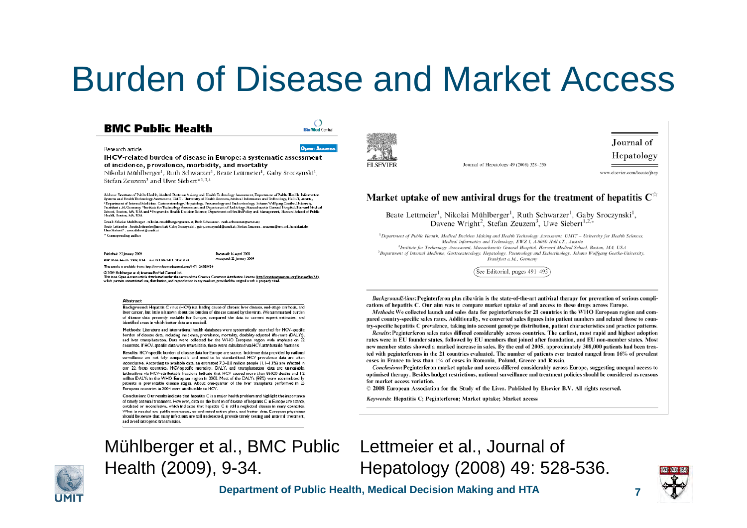# Burden of Disease and Market Access

## BMC Public Health

Research article — Open Access

**HCV-related burden of disease in Europe: a systematic assessment of incidence, prevalence, morbidity, and mortality**

Nikolai Mühlberger[1], Ruth Schwarzer[1], Beate Lettmeier[1], Gaby Sroczynski[1], Stefan Zeuzem[2] and Uwe Siebert*[1,3,4]

**Abstract**

**Background:** Hepatitis C virus (HCV) is a leading cause of chronic liver disease, end-stage cirrhosis, and liver cancer, but little is known about the burden of disease caused by the virus. We summarised burden of disease data presently available for Europe, compared the data to current expert estimates, and identified areas in which better data are needed.

**Methods:** Literature and international health databases were systematically searched for HCV-specific burden of disease data, including incidence, prevalence, mortality, disability-adjusted life-years (DALYs), and liver transplantation. Data were collected for the WHO European region with emphasis on 22 countries. If HCV-specific data were unavailable, these were calculated via HCV-attributable fractions.

**Results:** HCV-specific burden of disease data for Europe are scarce. Incidence data provided by national surveillance are not fully comparable and need to be standardised. HCV prevalence data are often inconclusive. According to available data, an estimated 7.3–8.8 million people (1.1–1.3%) are infected in our 22 focus countries. HCV-specific mortality, DALY, and transplantation data are unavailable. Estimations via HCV-attributable fractions indicate that HCV caused more than 86000 deaths and 1.2 million DALYs in the WHO European region in 2002. Most of the DALYs (95%) were accumulated by patients in preventable disease stages. About one-quarter of the liver transplants performed in 25 European countries in 2004 were attributable to HCV.

**Conclusion:** Our results indicate that hepatitis C is a major health problem and highlight the importance of timely antiviral treatment. However, data on the burden of disease of hepatitis C in Europe are scarce, outdated or inconclusive, which indicates that hepatitis C is still a neglected disease in many countries. What is needed are public awareness, co-ordinated action plans, and better data. European physicians should be aware that many infections are still undetected, provide timely testing and antiviral treatment, and avoid iatrogenic transmission.

## Journal of Hepatology

Journal of Hepatology 49 (2008) 528–536

**Market uptake of new antiviral drugs for the treatment of hepatitis C**

Beate Lettmeier[1], Nikolai Mühlberger[1], Ruth Schwarzer[1], Gaby Sroczynski[1], Davene Wright[2], Stefan Zeuzem[3], Uwe Siebert[1,2,*]

*Background/Aims:* Peginterferon plus ribavirin is the state-of-the-art antiviral therapy for prevention of serious complications of hepatitis C. Our aim was to compare market uptake of and access to these drugs across Europe.

*Methods:* We collected launch and sales data for peginterferons for 21 countries in the WHO European region and compared country-specific sales rates. Additionally, we converted sales figures into patient numbers and related those to country-specific hepatitis C prevalence, taking into account genotype distribution, patient characteristics and practice patterns.

*Results:* Peginterferon sales rates differed considerably across countries. The earliest, most rapid and highest adoption rates were in EU founder states, followed by EU members that joined after foundation, and EU non-member states. Most new member states showed a marked increase in sales. By the end of 2005, approximately 308,000 patients had been treated with peginterferons in the 21 countries evaluated. The number of patients ever treated ranged from 16% of prevalent cases in France to less than 1% of cases in Romania, Poland, Greece and Russia.

*Conclusions:* Peginterferon market uptake and access differed considerably across Europe, suggesting unequal access to optimised therapy. Besides budget restrictions, national surveillance and treatment policies should be considered as reasons for market access variation.

Keywords: Hepatitis C; Peginterferon; Market uptake; Market access

Mühlberger et al., BMC Public Health (2009), 9-34.

Lettmeier et al., Journal of Hepatology (2008) 49: 528-536.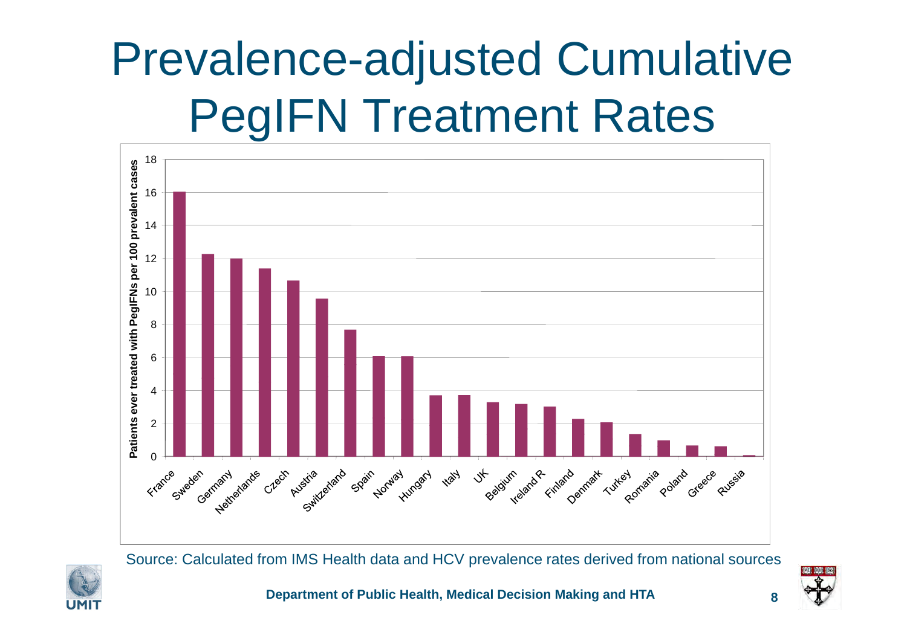# Prevalence-adjusted Cumulative PegIFN Treatment Rates

Patients ever treated with PegIFNs per 100 prevalent cases

| Country | Value |
|---|---|
| France | 16.0 |
| Sweden | 12.3 |
| Germany | 12.0 |
| Netherlands | 11.4 |
| Czech | 10.7 |
| Austria | 9.6 |
| Switzerland | 7.7 |
| Spain | 6.1 |
| Norway | 6.1 |
| Hungary | 3.7 |
| Italy | 3.7 |
| UK | 3.3 |
| Belgium | 3.2 |
| Ireland R | 3.0 |
| Finland | 2.3 |
| Denmark | 2.1 |
| Turkey | 1.4 |
| Romania | 1.0 |
| Poland | 0.7 |
| Greece | 0.6 |
| Russia | 0.1 |

Source: Calculated from IMS Health data and HCV prevalence rates derived from national sources

**Department of Public Health, Medical Decision Making and HTA**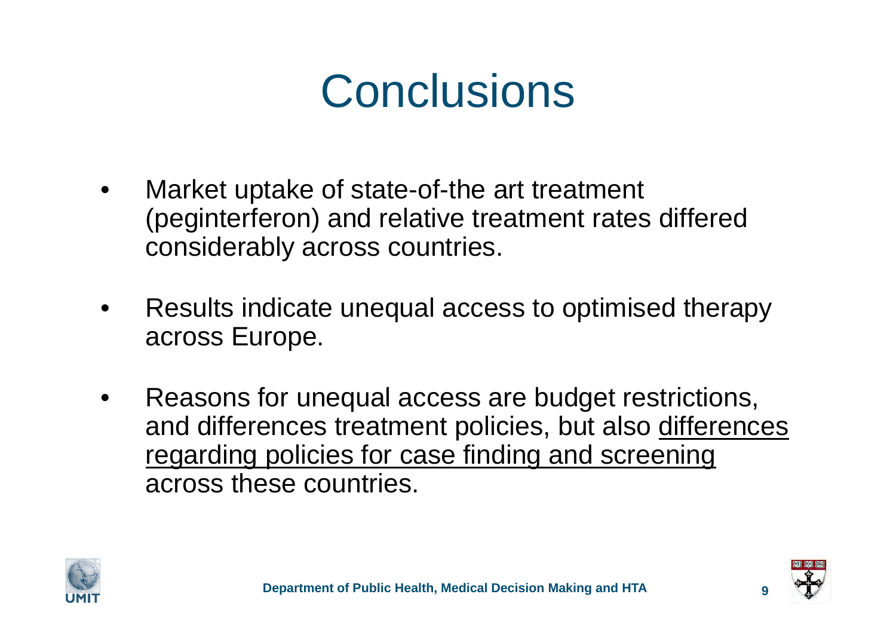# Conclusions

- Market uptake of state-of-the art treatment (peginterferon) and relative treatment rates differed considerably across countries.
- Results indicate unequal access to optimised therapy across Europe.
- Reasons for unequal access are budget restrictions, and differences treatment policies, but also <u>differences regarding policies for case finding and screening</u> across these countries.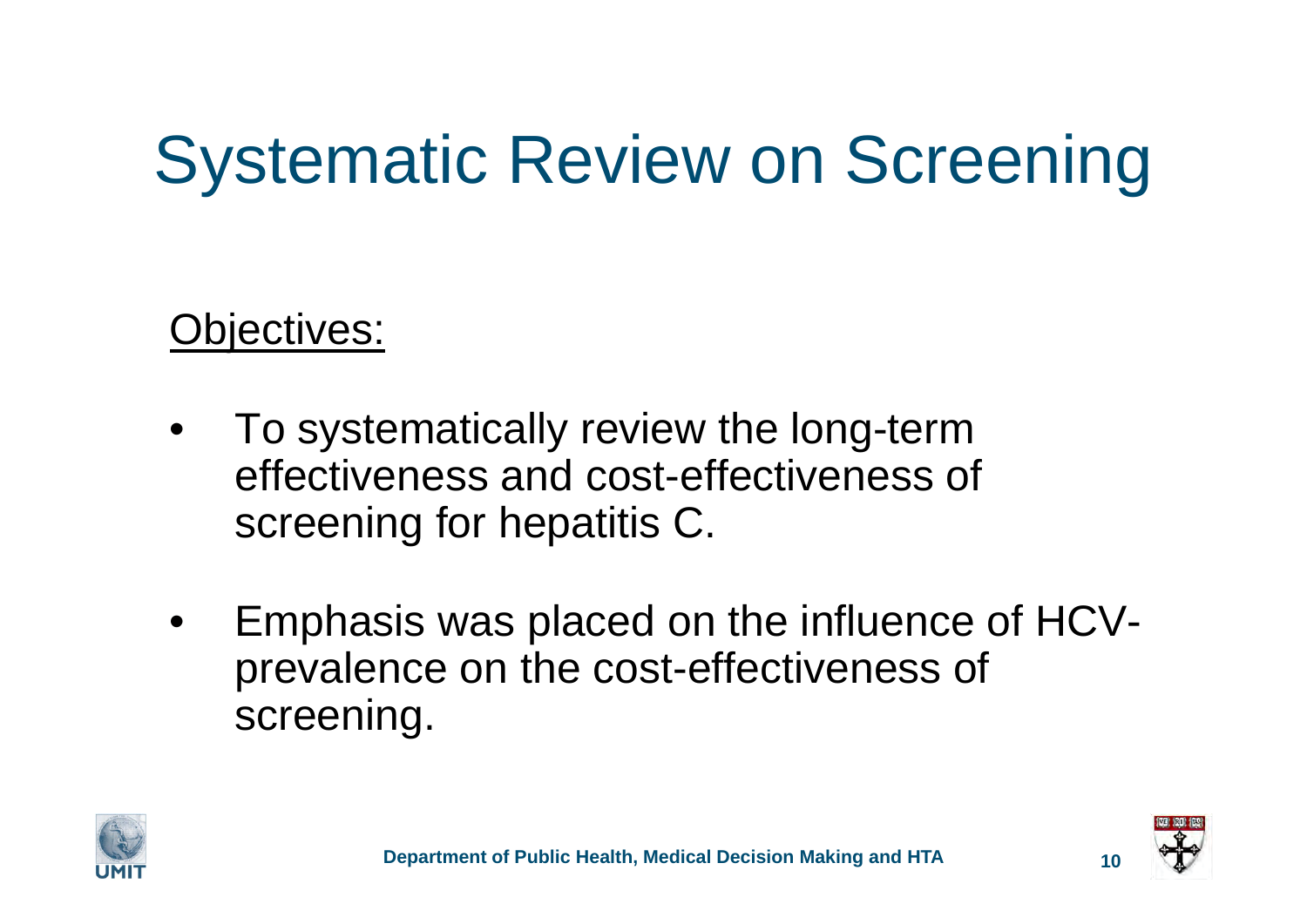# Systematic Review on Screening

<u>Objectives:</u>

- To systematically review the long-term effectiveness and cost-effectiveness of screening for hepatitis C.
- Emphasis was placed on the influence of HCV-prevalence on the cost-effectiveness of screening.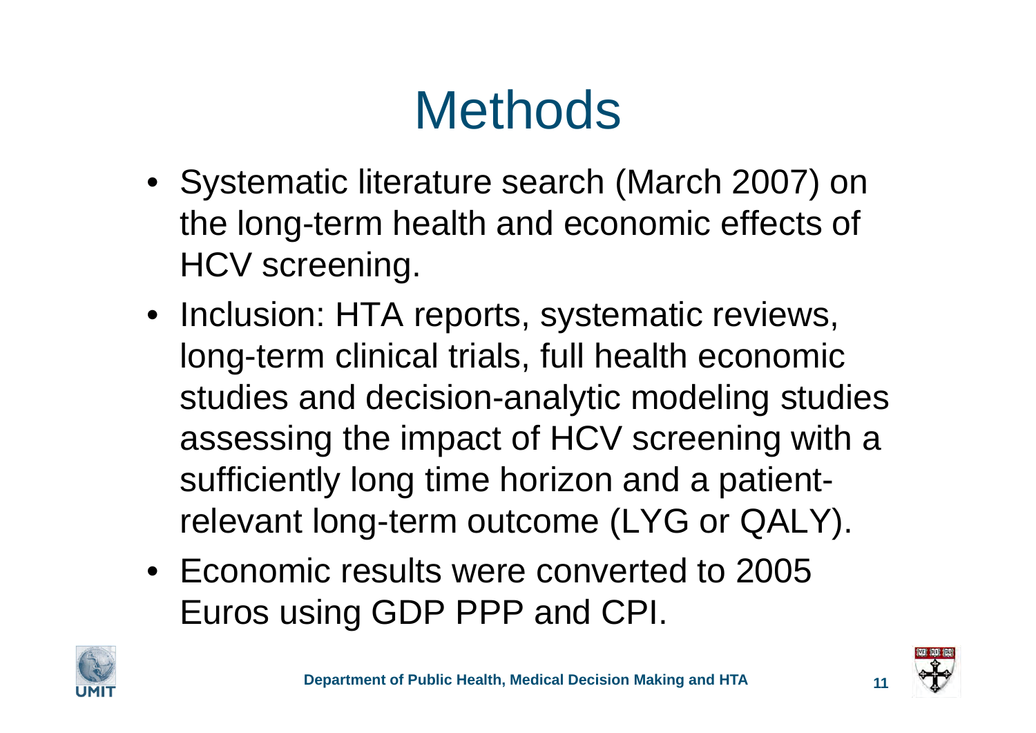# Methods

- Systematic literature search (March 2007) on the long-term health and economic effects of HCV screening.
- Inclusion: HTA reports, systematic reviews, long-term clinical trials, full health economic studies and decision-analytic modeling studies assessing the impact of HCV screening with a sufficiently long time horizon and a patient-relevant long-term outcome (LYG or QALY).
- Economic results were converted to 2005 Euros using GDP PPP and CPI.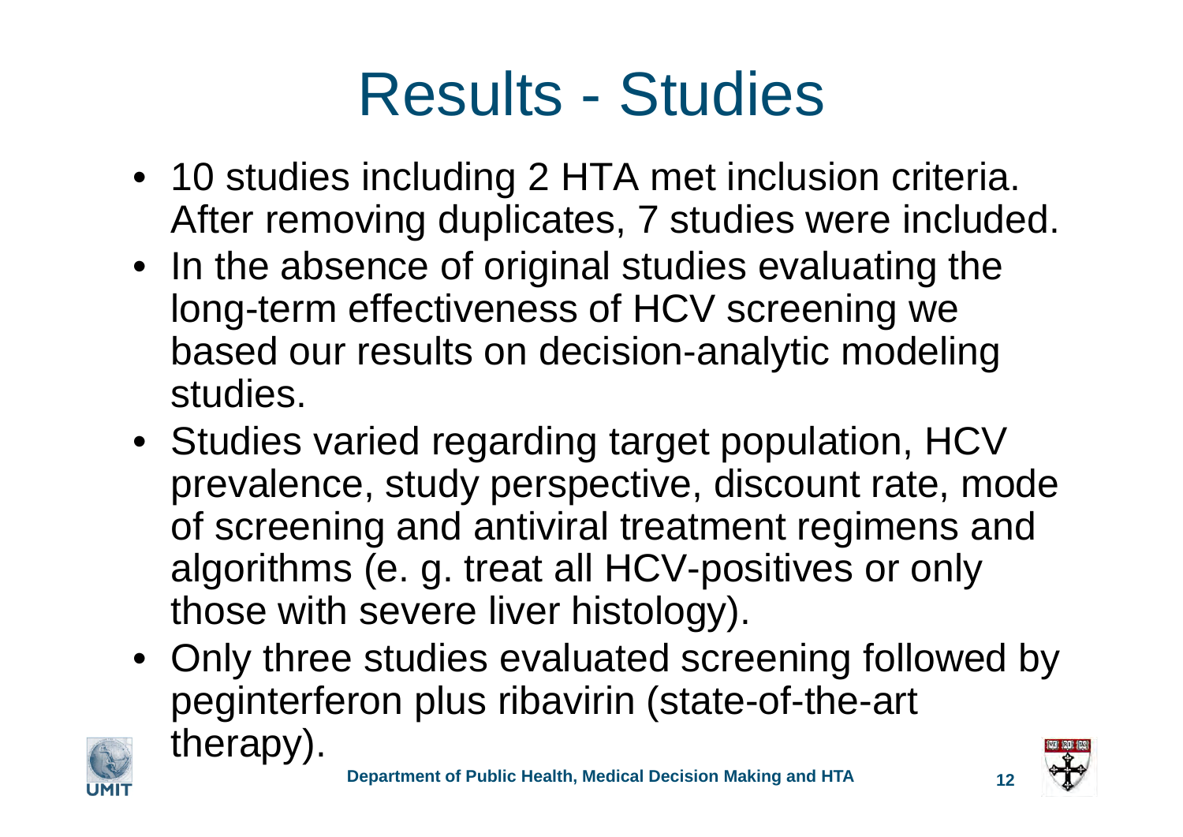# Results - Studies

- 10 studies including 2 HTA met inclusion criteria. After removing duplicates, 7 studies were included.
- In the absence of original studies evaluating the long-term effectiveness of HCV screening we based our results on decision-analytic modeling studies.
- Studies varied regarding target population, HCV prevalence, study perspective, discount rate, mode of screening and antiviral treatment regimens and algorithms (e. g. treat all HCV-positives or only those with severe liver histology).
- Only three studies evaluated screening followed by peginterferon plus ribavirin (state-of-the-art therapy).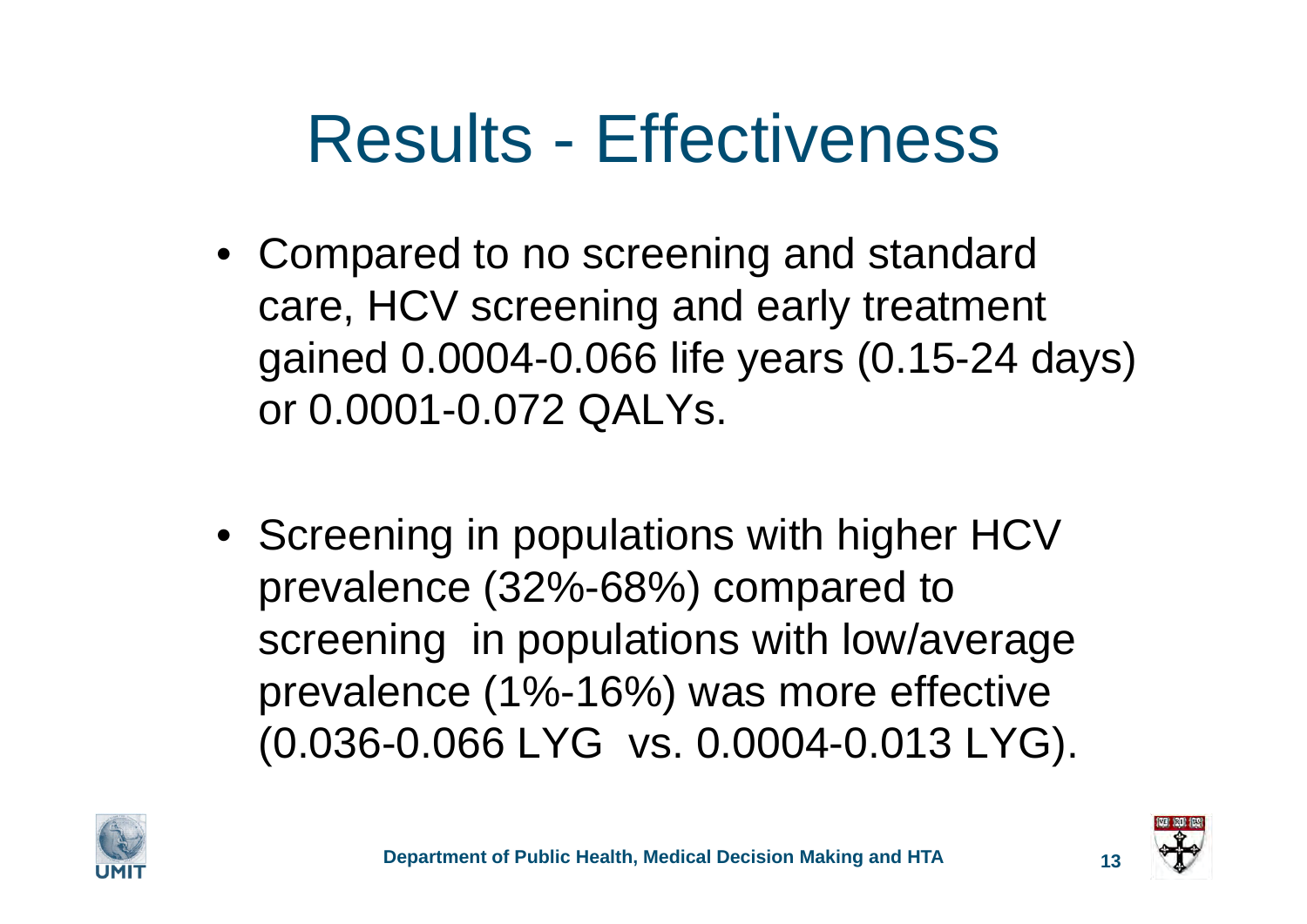# Results - Effectiveness

- Compared to no screening and standard care, HCV screening and early treatment gained 0.0004-0.066 life years (0.15-24 days) or 0.0001-0.072 QALYs.

- Screening in populations with higher HCV prevalence (32%-68%) compared to screening in populations with low/average prevalence (1%-16%) was more effective (0.036-0.066 LYG vs. 0.0004-0.013 LYG).

**Department of Public Health, Medical Decision Making and HTA**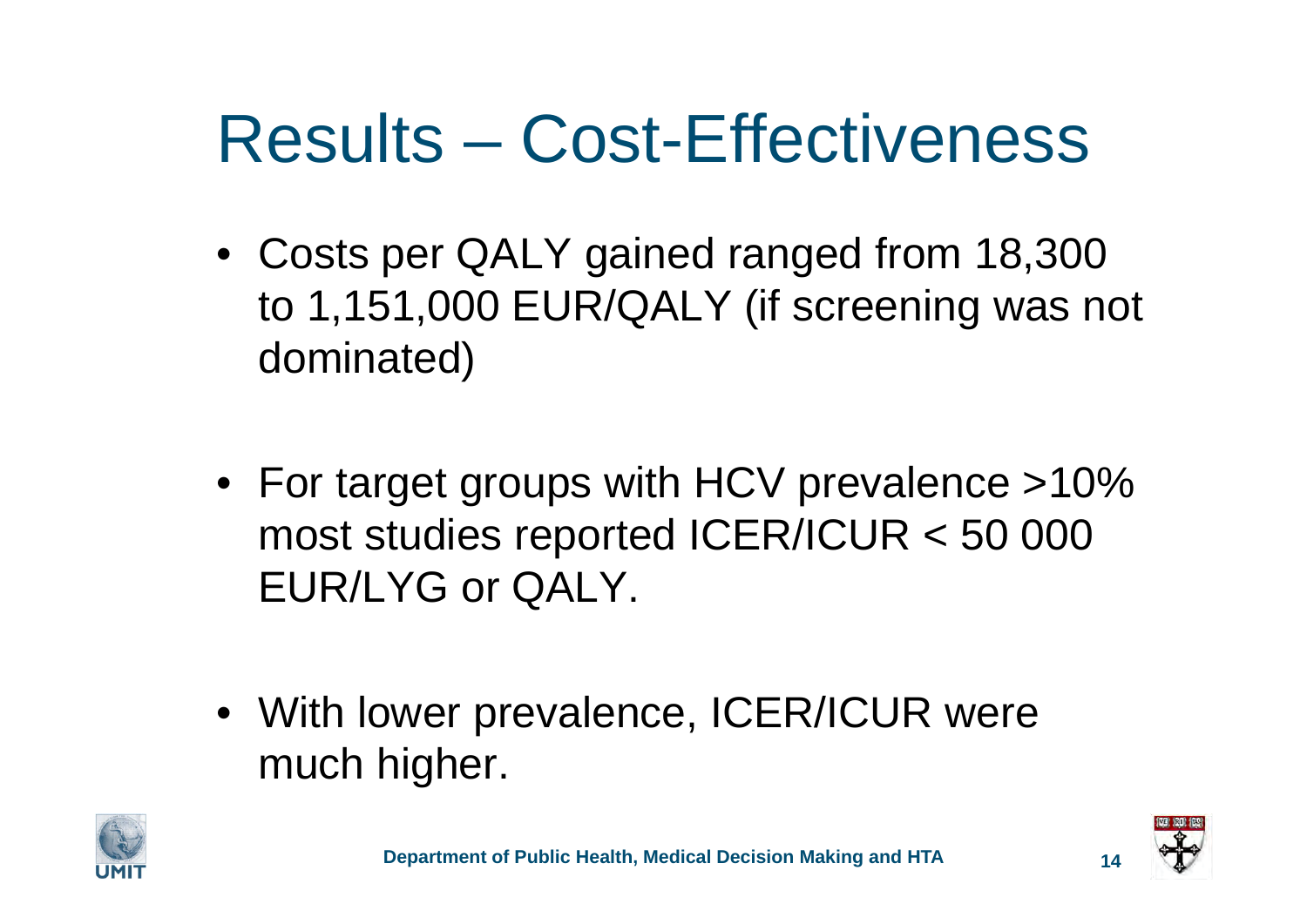# Results – Cost-Effectiveness

- Costs per QALY gained ranged from 18,300 to 1,151,000 EUR/QALY (if screening was not dominated)
- For target groups with HCV prevalence >10% most studies reported ICER/ICUR < 50 000 EUR/LYG or QALY.
- With lower prevalence, ICER/ICUR were much higher.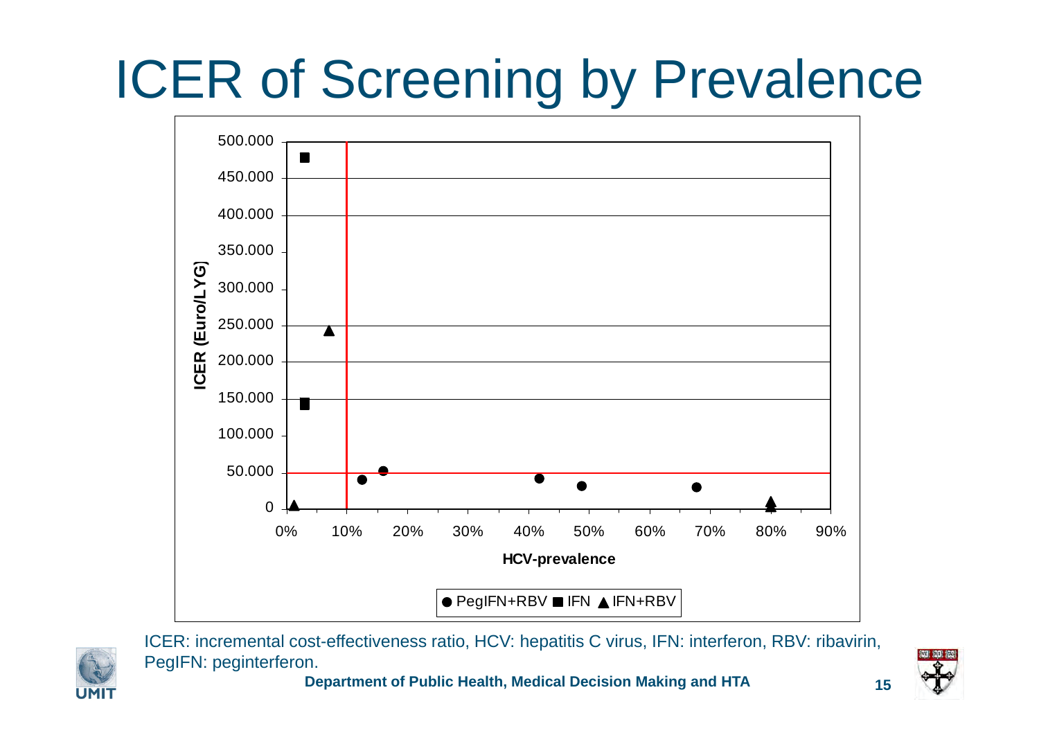# ICER of Screening by Prevalence

ICER (Euro/LYG)

500.000
450.000
400.000
350.000
300.000
250.000
200.000
150.000
100.000
50.000
0

0% 10% 20% 30% 40% 50% 60% 70% 80% 90%

HCV-prevalence

● PegIFN+RBV ■ IFN ▲ IFN+RBV

ICER: incremental cost-effectiveness ratio, HCV: hepatitis C virus, IFN: interferon, RBV: ribavirin, PegIFN: peginterferon.

**Department of Public Health, Medical Decision Making and HTA**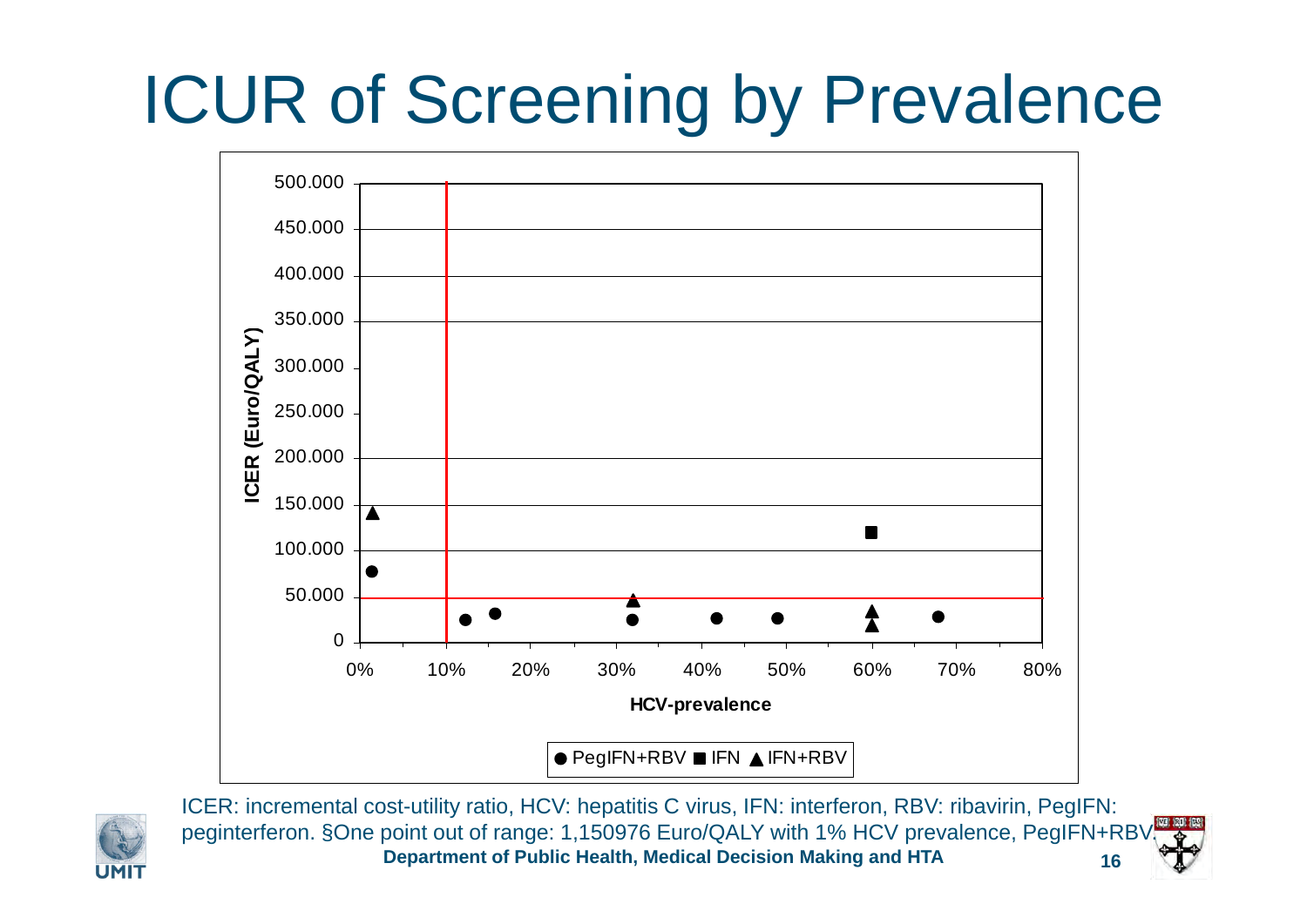# ICUR of Screening by Prevalence

ICER: incremental cost-utility ratio, HCV: hepatitis C virus, IFN: interferon, RBV: ribavirin, PegIFN: peginterferon. §One point out of range: 1,150976 Euro/QALY with 1% HCV prevalence, PegIFN+RBV.

**Department of Public Health, Medical Decision Making and HTA**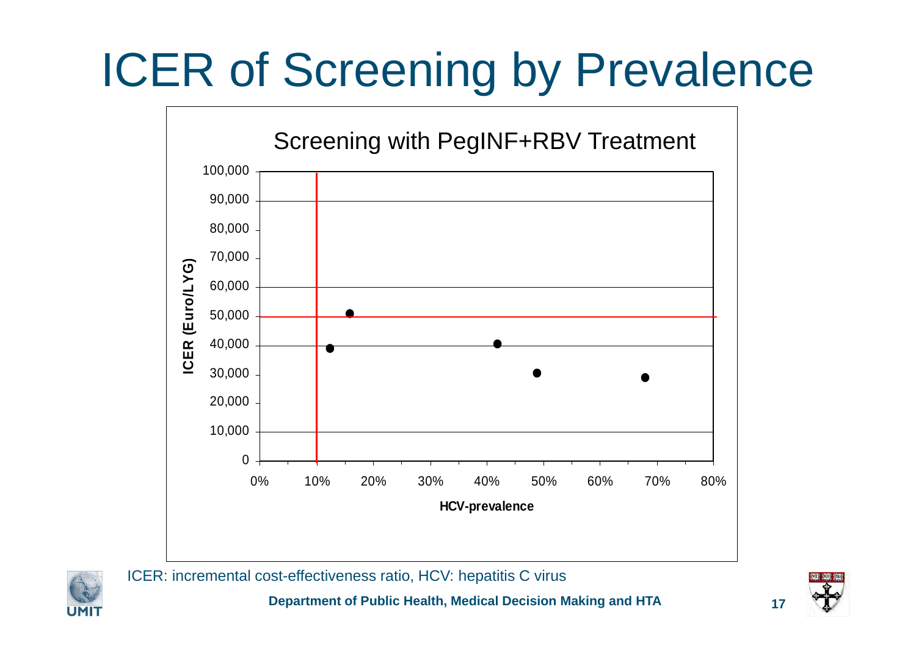# ICER of Screening by Prevalence

Screening with PegINF+RBV Treatment

ICER (Euro/LYG)

HCV-prevalence

ICER: incremental cost-effectiveness ratio, HCV: hepatitis C virus

**Department of Public Health, Medical Decision Making and HTA**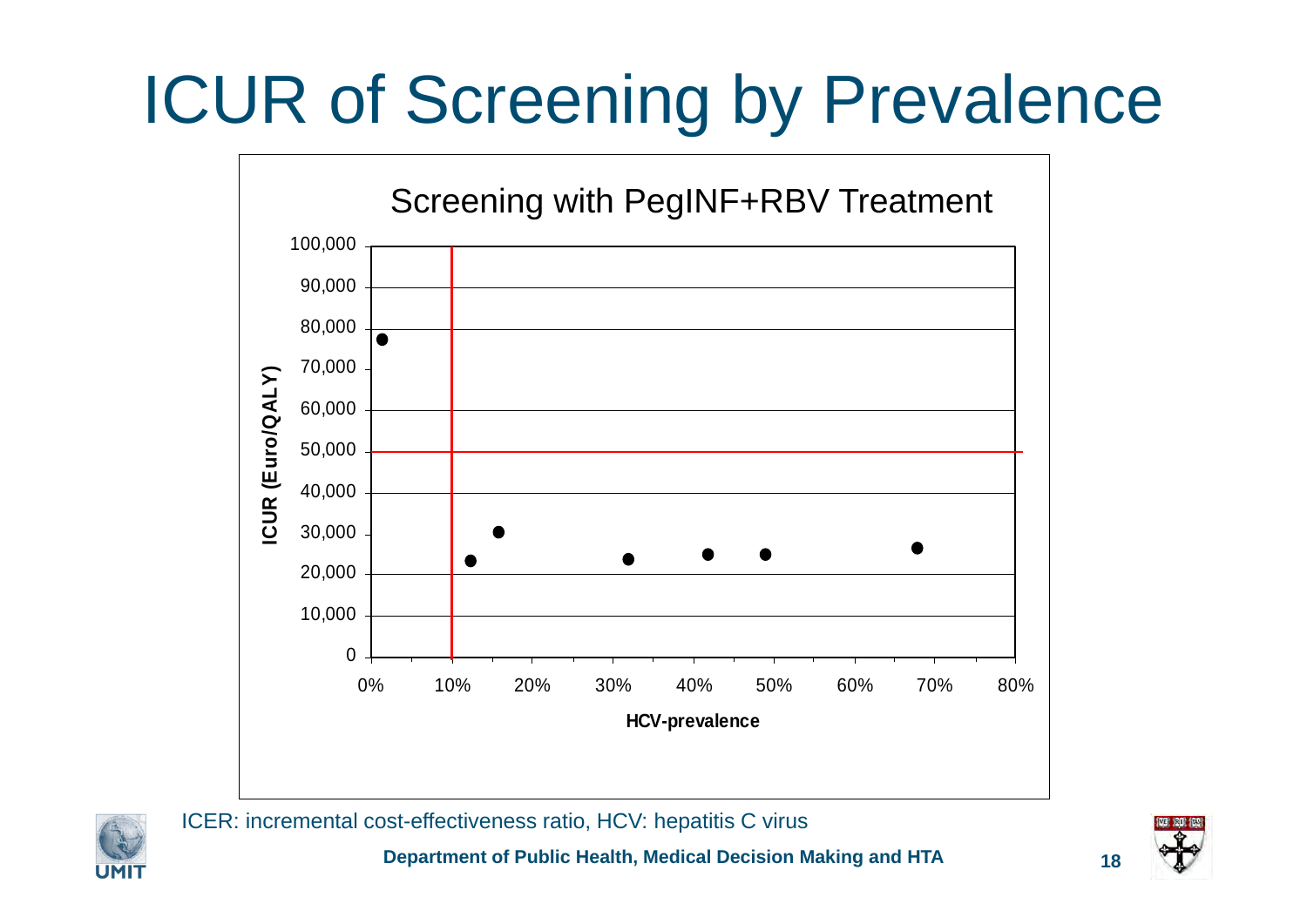# ICUR of Screening by Prevalence

Screening with PegINF+RBV Treatment

ICUR (Euro/QALY)

HCV-prevalence

ICER: incremental cost-effectiveness ratio, HCV: hepatitis C virus

**Department of Public Health, Medical Decision Making and HTA**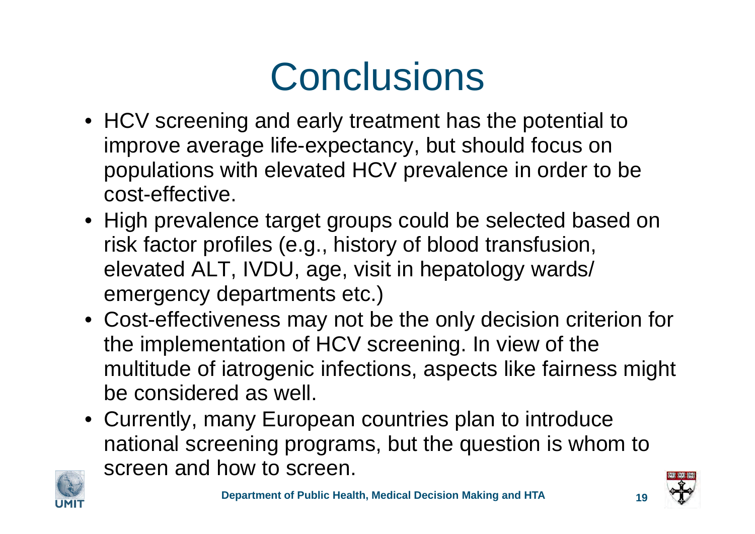# Conclusions

- HCV screening and early treatment has the potential to improve average life-expectancy, but should focus on populations with elevated HCV prevalence in order to be cost-effective.
- High prevalence target groups could be selected based on risk factor profiles (e.g., history of blood transfusion, elevated ALT, IVDU, age, visit in hepatology wards/ emergency departments etc.)
- Cost-effectiveness may not be the only decision criterion for the implementation of HCV screening. In view of the multitude of iatrogenic infections, aspects like fairness might be considered as well.
- Currently, many European countries plan to introduce national screening programs, but the question is whom to screen and how to screen.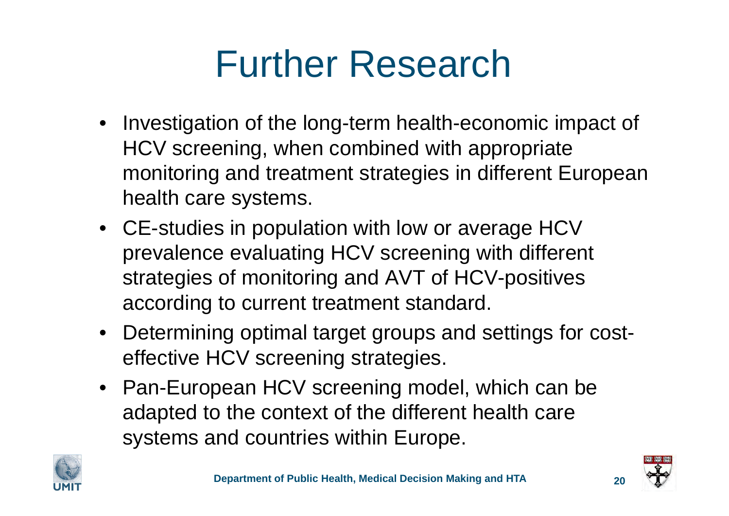# Further Research

- Investigation of the long-term health-economic impact of HCV screening, when combined with appropriate monitoring and treatment strategies in different European health care systems.
- CE-studies in population with low or average HCV prevalence evaluating HCV screening with different strategies of monitoring and AVT of HCV-positives according to current treatment standard.
- Determining optimal target groups and settings for cost-effective HCV screening strategies.
- Pan-European HCV screening model, which can be adapted to the context of the different health care systems and countries within Europe.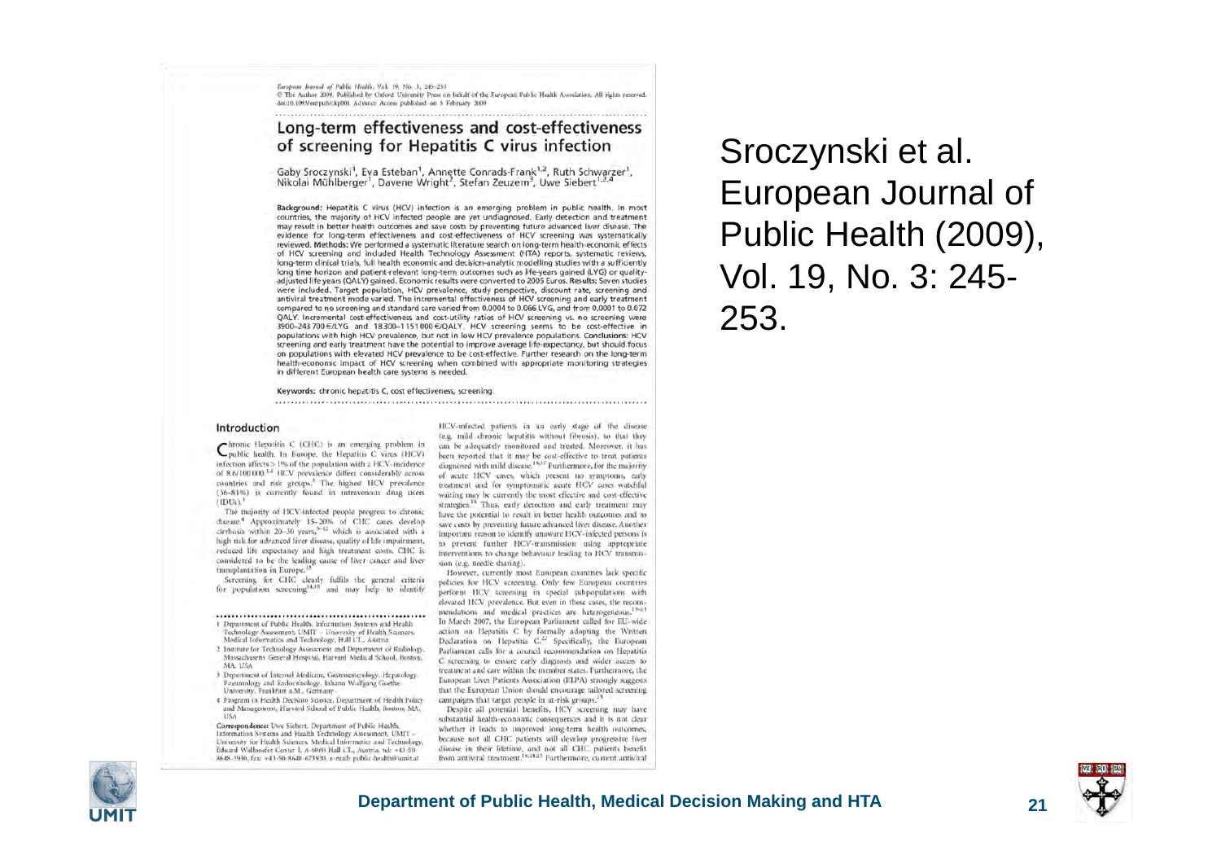European Journal of Public Health, Vol. 19, No. 3, 245–253
© The Author 2009. Published by Oxford University Press on behalf of the European Public Health Association. All rights reserved.
doi:10.1093/eurpub/ckp001 Advance Access published on 5 February 2009

## Long-term effectiveness and cost-effectiveness of screening for Hepatitis C virus infection

Gaby Sroczynski[1], Eva Esteban[1], Annette Conrads-Frank[1,2], Ruth Schwarzer[1], Nikolai Mühlberger[1], Davene Wright[2], Stefan Zeuzem[3], Uwe Siebert[1,2,4]

**Background:** Hepatitis C virus (HCV) infection is an emerging problem in public health. In most countries, the majority of HCV infected people are yet undiagnosed. Early detection and treatment may result in better health outcomes and save costs by preventing future advanced liver disease. The evidence for long-term effectiveness and cost-effectiveness of HCV screening was systematically reviewed. **Methods:** We performed a systematic literature search on long-term health-economic effects of HCV screening and included Health Technology Assessment (HTA) reports, systematic reviews, long-term clinical trials, full health economic and decision-analytic modelling studies with a sufficiently long time horizon and patient-relevant long-term outcomes such as life-years gained (LYG) or quality-adjusted life years (QALY) gained. Economic results were converted to 2005 Euros. **Results:** Seven studies were included. Target population, HCV prevalence, study perspective, discount rate, screening and antiviral treatment mode varied. The incremental effectiveness of HCV screening and early treatment compared to no screening and standard care varied from 0.0004 to 0.066 LYG, and from 0.0001 to 0.072 QALY. Incremental cost-effectiveness and cost-utility ratios of HCV screening vs. no screening were 3900–243 700 €/LYG and 18 300–1 151 000 €/QALY. HCV screening seems to be cost-effective in populations with high HCV prevalence, but not in low HCV prevalence populations. **Conclusions:** HCV screening and early treatment have the potential to improve average life-expectancy, but should focus on populations with elevated HCV prevalence to be cost-effective. Further research on the long-term health-economic impact of HCV screening when combined with appropriate monitoring strategies in different European health care systems is needed.

**Keywords:** chronic hepatitis C, cost effectiveness, screening.

### Introduction

Chronic Hepatitis C (CHC) is an emerging problem in public health. In Europe, the Hepatitis C virus (HCV) infection affects >1% of the population with a HCV-incidence of 8.6/100 000.[1,2] HCV prevalence differs considerably across countries and risk groups.[3] The highest HCV prevalence (36–81%) is currently found in intravenous drug users (IDUs).[3]

The majority of HCV-infected people progress to chronic disease.[4] Approximately 15–20% of CHC cases develop cirrhosis within 20–30 years,[5–12] which is associated with a high risk for advanced liver disease, quality of life impairment, reduced life expectancy and high treatment costs. CHC is considered to be the leading cause of liver cancer and liver transplantation in Europe.[13]

Screening for CHC clearly fulfils the general criteria for population screening[14,15] and may help to identify HCV-infected patients in an early stage of the disease (e.g. mild chronic hepatitis without fibrosis), so that they can be adequately monitored and treated. Moreover, it has been reported that it may be cost-effective to treat patients diagnosed with mild disease.[16,17] Furthermore, for the majority of acute HCV cases, which present no symptoms, early treatment and for symptomatic acute HCV cases watchful waiting may be currently the most effective and cost-effective strategies.[18] Thus, early detection and early treatment may have the potential to result in better health outcomes and to save costs by preventing future advanced liver disease. Another important reason to identify unaware HCV-infected persons is to prevent further HCV-transmission using appropriate interventions to change behaviour leading to HCV transmission (e.g. needle sharing).

However, currently most European countries lack specific policies for HCV screening. Only few European countries perform HCV screening in special subpopulations with elevated HCV prevalence. But even in these cases, the recommendations and medical practices are heterogeneous.[19–21] In March 2007, the European Parliament called for EU-wide action on Hepatitis C by formally adopting the Written Declaration on Hepatitis C.[22] Specifically, the European Parliament calls for a council recommendation on Hepatitis C screening to ensure early diagnosis and wider access to treatment and care within the member states. Furthermore, the European Liver Patients Association (ELPA) strongly suggests that the European Union should encourage tailored screening campaigns that target people in at-risk groups.[23]

Despite all potential benefits, HCV screening may have substantial health-economic consequences and it is not clear whether it leads to improved long-term health outcomes, because not all CHC patients will develop progressive liver disease in their lifetime, and not all CHC patients benefit from antiviral treatment.[16,24,25] Furthermore, current antiviral

1 Department of Public Health, Information Systems and Health Technology Assessment, UMIT – University of Health Sciences, Medical Informatics and Technology, Hall i.T., Austria
2 Institute for Technology Assessment and Department of Radiology, Massachusetts General Hospital, Harvard Medical School, Boston, MA, USA
3 Department of Internal Medicine, Gastroenterology, Hepatology, Pneumology and Endocrinology, Johann Wolfgang Goethe-University, Frankfurt a.M., Germany
4 Program in Health Decision Science, Department of Health Policy and Management, Harvard School of Public Health, Boston, MA, USA

Correspondence: Uwe Siebert, Department of Public Health, Information Systems and Health Technology Assessment, UMIT – University for Health Sciences, Medical Informatics and Technology, Eduard Wallnoefer Center I, A-6060 Hall i.T., Austria, tel: +43-50-8648-3930, fax: +43-50-8648-673930, e-mail: public-health@umit.at

Sroczynski et al.
European Journal of Public Health (2009), Vol. 19, No. 3: 245-253.

**Department of Public Health, Medical Decision Making and HTA**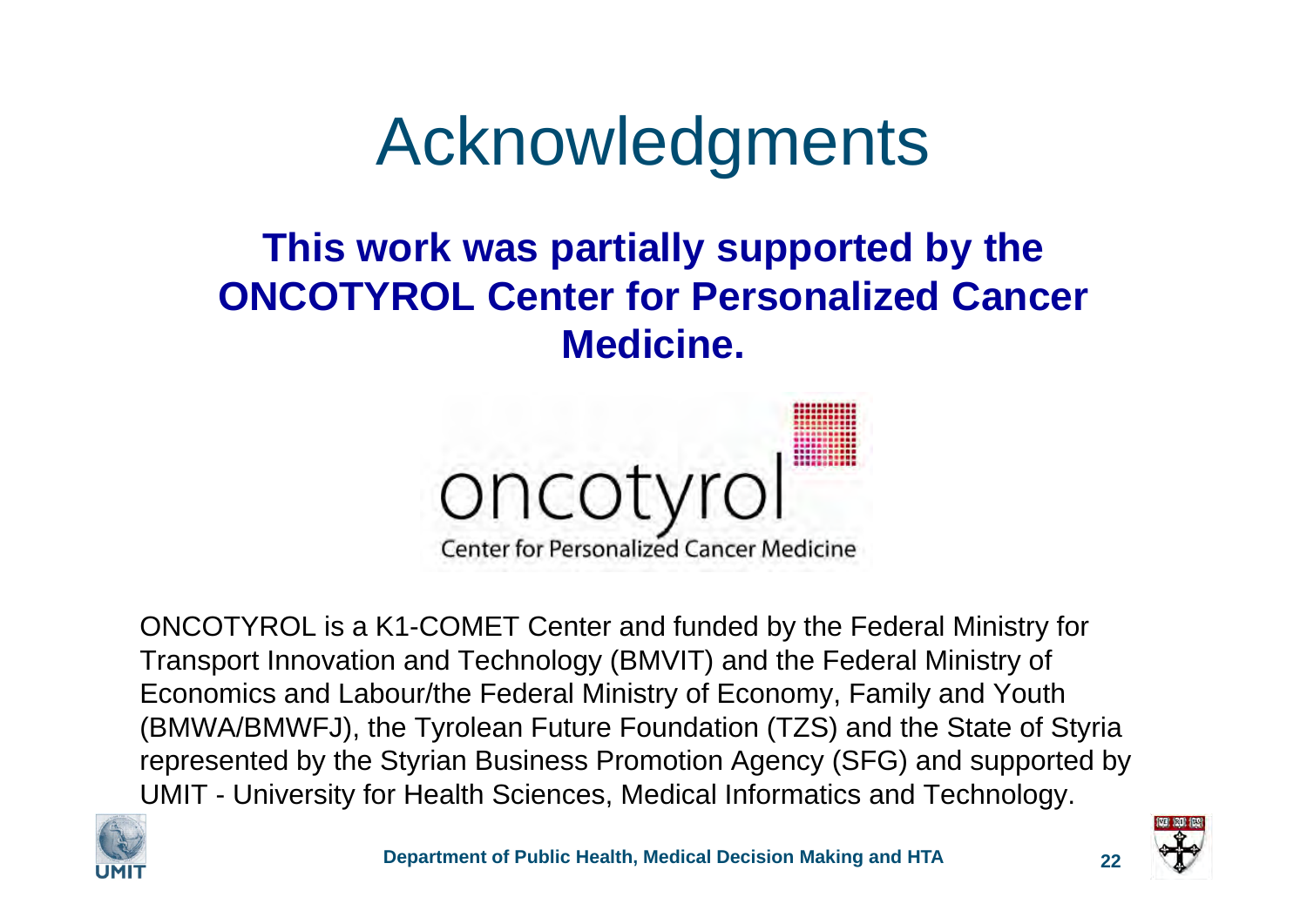# Acknowledgments

**This work was partially supported by the ONCOTYROL Center for Personalized Cancer Medicine.**

oncotyrol
Center for Personalized Cancer Medicine

ONCOTYROL is a K1-COMET Center and funded by the Federal Ministry for Transport Innovation and Technology (BMVIT) and the Federal Ministry of Economics and Labour/the Federal Ministry of Economy, Family and Youth (BMWA/BMWFJ), the Tyrolean Future Foundation (TZS) and the State of Styria represented by the Styrian Business Promotion Agency (SFG) and supported by UMIT - University for Health Sciences, Medical Informatics and Technology.